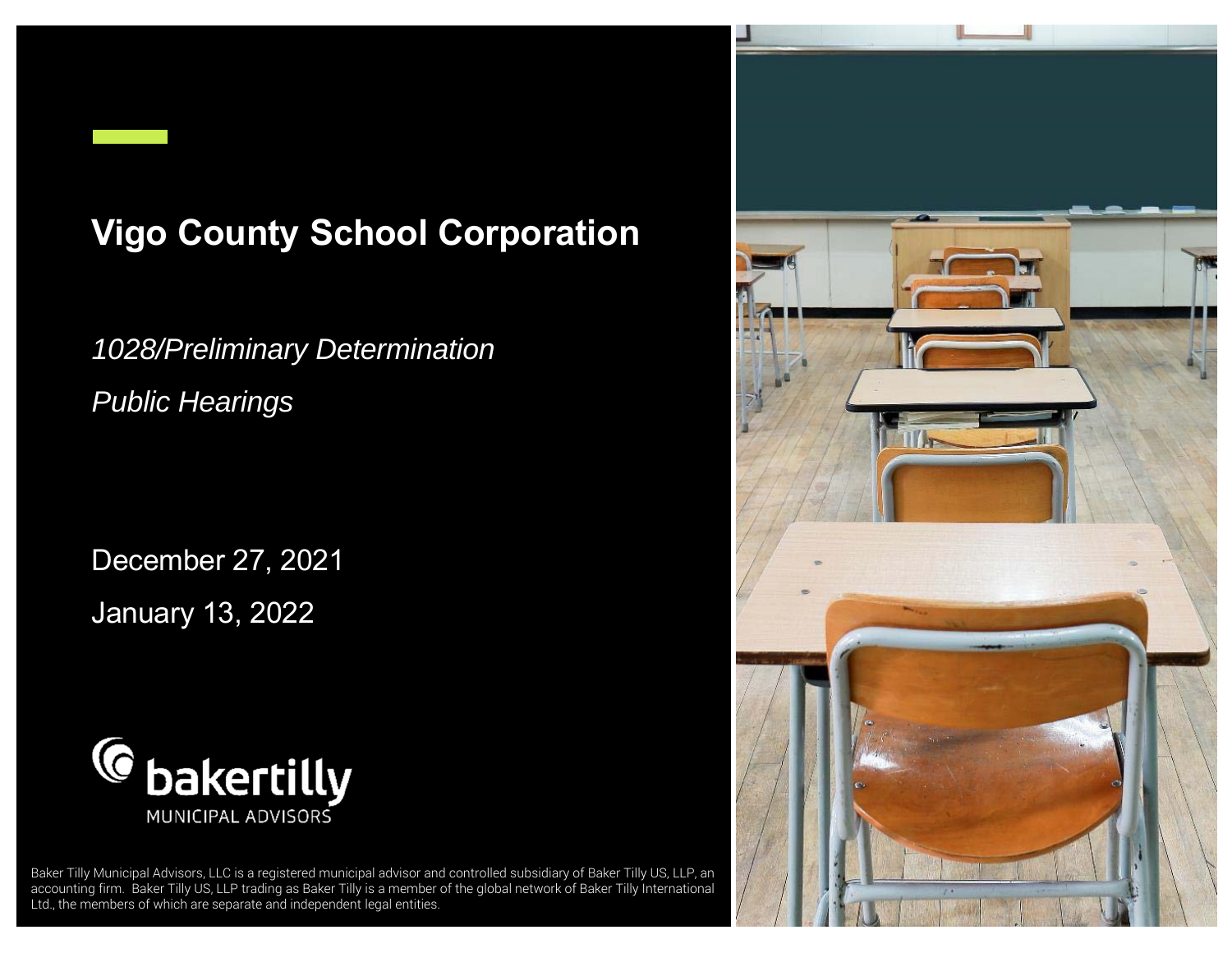# Vigo County School Corporation

*1028/Preliminary Determination*

*Public Hearings*

December 27, 2021

January 13, 2022

bakertilly
MUNICIPAL ADVISORS

Baker Tilly Municipal Advisors, LLC is a registered municipal advisor and controlled subsidiary of Baker Tilly US, LLP, an accounting firm. Baker Tilly US, LLP trading as Baker Tilly is a member of the global network of Baker Tilly International Ltd., the members of which are separate and independent legal entities.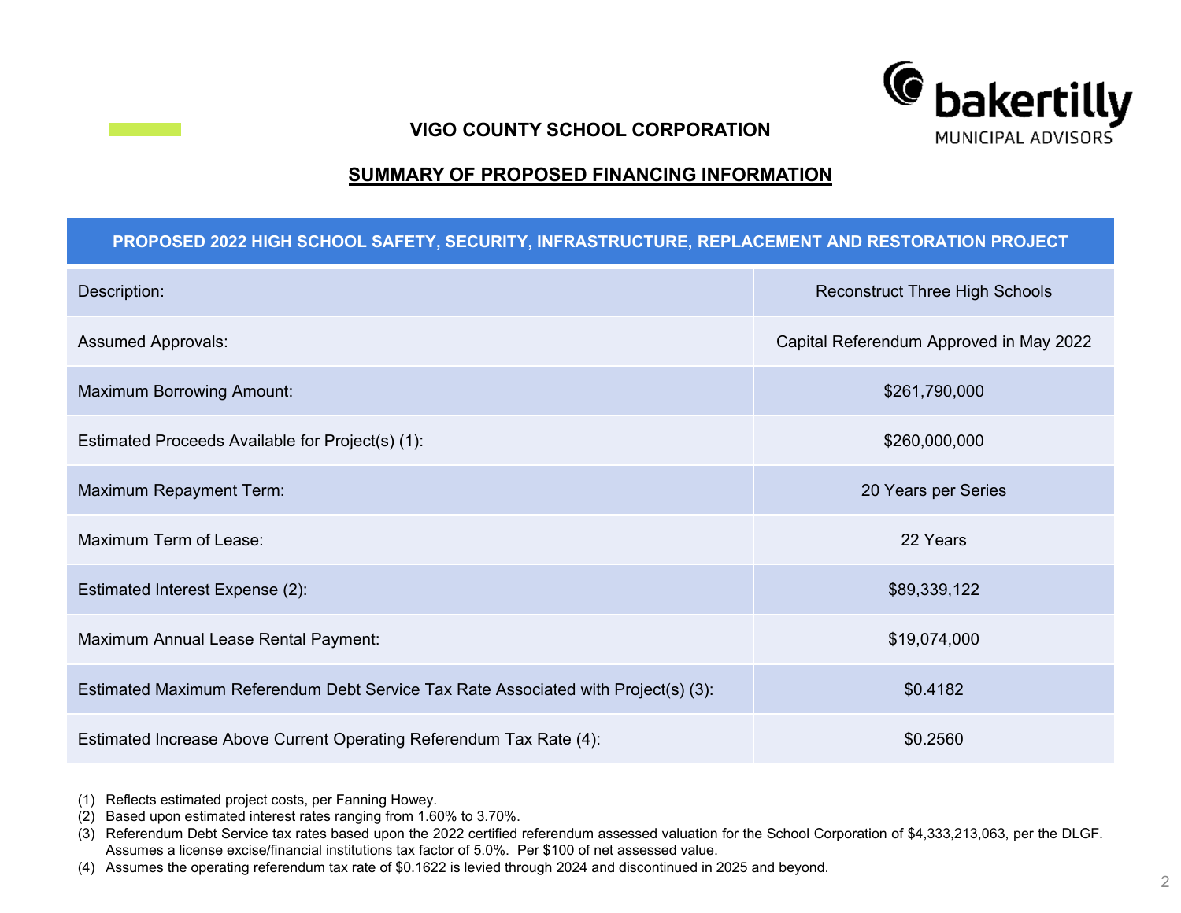# VIGO COUNTY SCHOOL CORPORATION

## SUMMARY OF PROPOSED FINANCING INFORMATION

| PROPOSED 2022 HIGH SCHOOL SAFETY, SECURITY, INFRASTRUCTURE, REPLACEMENT AND RESTORATION PROJECT | |
|---|---|
| Description: | Reconstruct Three High Schools |
| Assumed Approvals: | Capital Referendum Approved in May 2022 |
| Maximum Borrowing Amount: | $261,790,000 |
| Estimated Proceeds Available for Project(s) (1): | $260,000,000 |
| Maximum Repayment Term: | 20 Years per Series |
| Maximum Term of Lease: | 22 Years |
| Estimated Interest Expense (2): | $89,339,122 |
| Maximum Annual Lease Rental Payment: | $19,074,000 |
| Estimated Maximum Referendum Debt Service Tax Rate Associated with Project(s) (3): | $0.4182 |
| Estimated Increase Above Current Operating Referendum Tax Rate (4): | $0.2560 |

(1) Reflects estimated project costs, per Fanning Howey.
(2) Based upon estimated interest rates ranging from 1.60% to 3.70%.
(3) Referendum Debt Service tax rates based upon the 2022 certified referendum assessed valuation for the School Corporation of $4,333,213,063, per the DLGF. Assumes a license excise/financial institutions tax factor of 5.0%. Per $100 of net assessed value.
(4) Assumes the operating referendum tax rate of $0.1622 is levied through 2024 and discontinued in 2025 and beyond.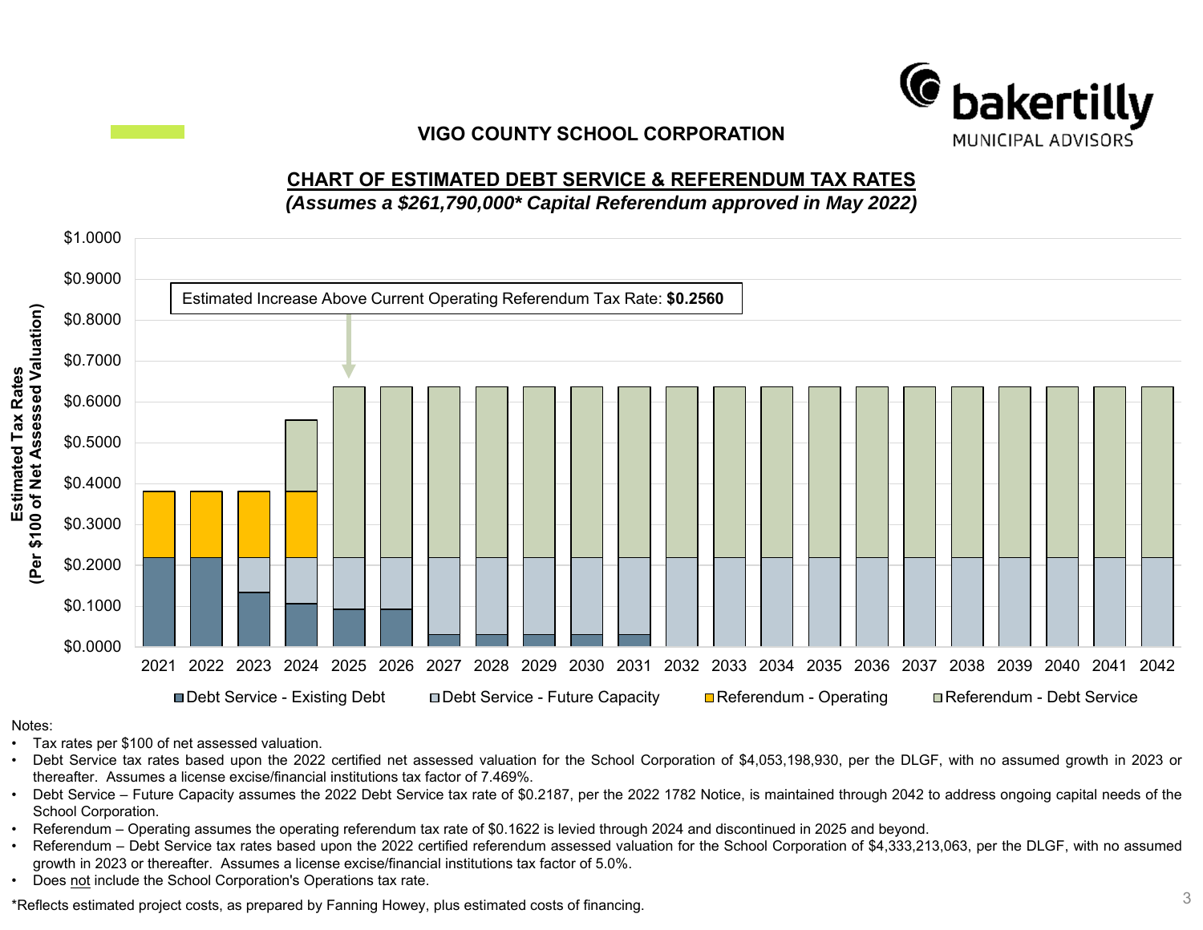**VIGO COUNTY SCHOOL CORPORATION**

## CHART OF ESTIMATED DEBT SERVICE & REFERENDUM TAX RATES

***(Assumes a $261,790,000* Capital Referendum approved in May 2022)***

Estimated Increase Above Current Operating Referendum Tax Rate: **$0.2560**

Estimated Tax Rates (Per $100 of Net Assessed Valuation)

$1.0000, $0.9000, $0.8000, $0.7000, $0.6000, $0.5000, $0.4000, $0.3000, $0.2000, $0.1000, $0.0000

2021, 2022, 2023, 2024, 2025, 2026, 2027, 2028, 2029, 2030, 2031, 2032, 2033, 2034, 2035, 2036, 2037, 2038, 2039, 2040, 2041, 2042

Debt Service - Existing Debt | Debt Service - Future Capacity | Referendum - Operating | Referendum - Debt Service

Notes:

- Tax rates per $100 of net assessed valuation.
- Debt Service tax rates based upon the 2022 certified net assessed valuation for the School Corporation of $4,053,198,930, per the DLGF, with no assumed growth in 2023 or thereafter. Assumes a license excise/financial institutions tax factor of 7.469%.
- Debt Service – Future Capacity assumes the 2022 Debt Service tax rate of $0.2187, per the 2022 1782 Notice, is maintained through 2042 to address ongoing capital needs of the School Corporation.
- Referendum – Operating assumes the operating referendum tax rate of $0.1622 is levied through 2024 and discontinued in 2025 and beyond.
- Referendum – Debt Service tax rates based upon the 2022 certified referendum assessed valuation for the School Corporation of $4,333,213,063, per the DLGF, with no assumed growth in 2023 or thereafter. Assumes a license excise/financial institutions tax factor of 5.0%.
- Does not include the School Corporation's Operations tax rate.

*Reflects estimated project costs, as prepared by Fanning Howey, plus estimated costs of financing.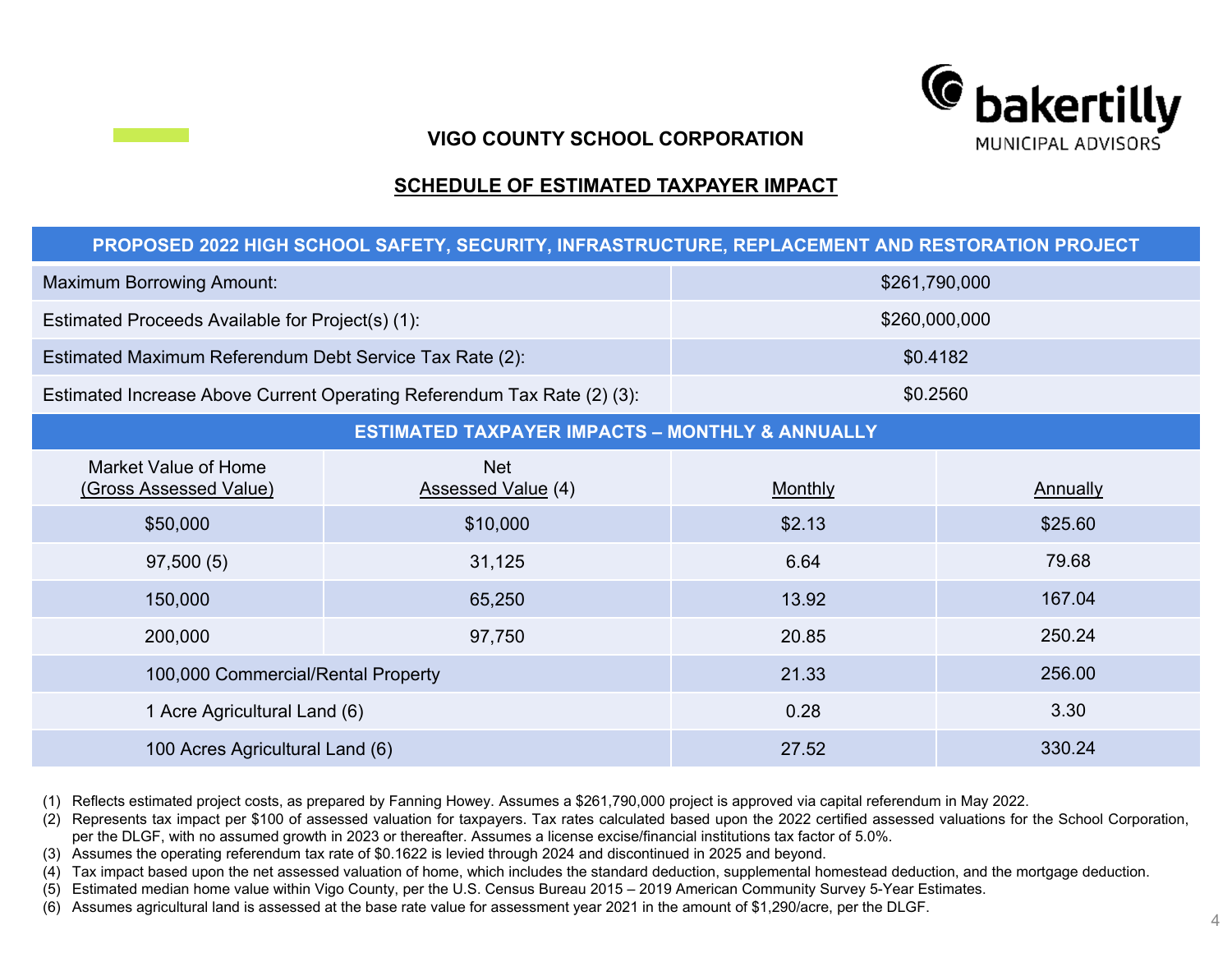## VIGO COUNTY SCHOOL CORPORATION

## SCHEDULE OF ESTIMATED TAXPAYER IMPACT

| PROPOSED 2022 HIGH SCHOOL SAFETY, SECURITY, INFRASTRUCTURE, REPLACEMENT AND RESTORATION PROJECT | | | |
|---|---|---|---|
| Maximum Borrowing Amount: | | $261,790,000 | |
| Estimated Proceeds Available for Project(s) (1): | | $260,000,000 | |
| Estimated Maximum Referendum Debt Service Tax Rate (2): | | $0.4182 | |
| Estimated Increase Above Current Operating Referendum Tax Rate (2) (3): | | $0.2560 | |
| **ESTIMATED TAXPAYER IMPACTS – MONTHLY & ANNUALLY** | | | |
| Market Value of Home (Gross Assessed Value) | Net Assessed Value (4) | Monthly | Annually |
| $50,000 | $10,000 | $2.13 | $25.60 |
| 97,500 (5) | 31,125 | 6.64 | 79.68 |
| 150,000 | 65,250 | 13.92 | 167.04 |
| 200,000 | 97,750 | 20.85 | 250.24 |
| 100,000 Commercial/Rental Property | | 21.33 | 256.00 |
| 1 Acre Agricultural Land (6) | | 0.28 | 3.30 |
| 100 Acres Agricultural Land (6) | | 27.52 | 330.24 |

(1) Reflects estimated project costs, as prepared by Fanning Howey. Assumes a $261,790,000 project is approved via capital referendum in May 2022.
(2) Represents tax impact per $100 of assessed valuation for taxpayers. Tax rates calculated based upon the 2022 certified assessed valuations for the School Corporation, per the DLGF, with no assumed growth in 2023 or thereafter. Assumes a license excise/financial institutions tax factor of 5.0%.
(3) Assumes the operating referendum tax rate of $0.1622 is levied through 2024 and discontinued in 2025 and beyond.
(4) Tax impact based upon the net assessed valuation of home, which includes the standard deduction, supplemental homestead deduction, and the mortgage deduction.
(5) Estimated median home value within Vigo County, per the U.S. Census Bureau 2015 – 2019 American Community Survey 5-Year Estimates.
(6) Assumes agricultural land is assessed at the base rate value for assessment year 2021 in the amount of $1,290/acre, per the DLGF.